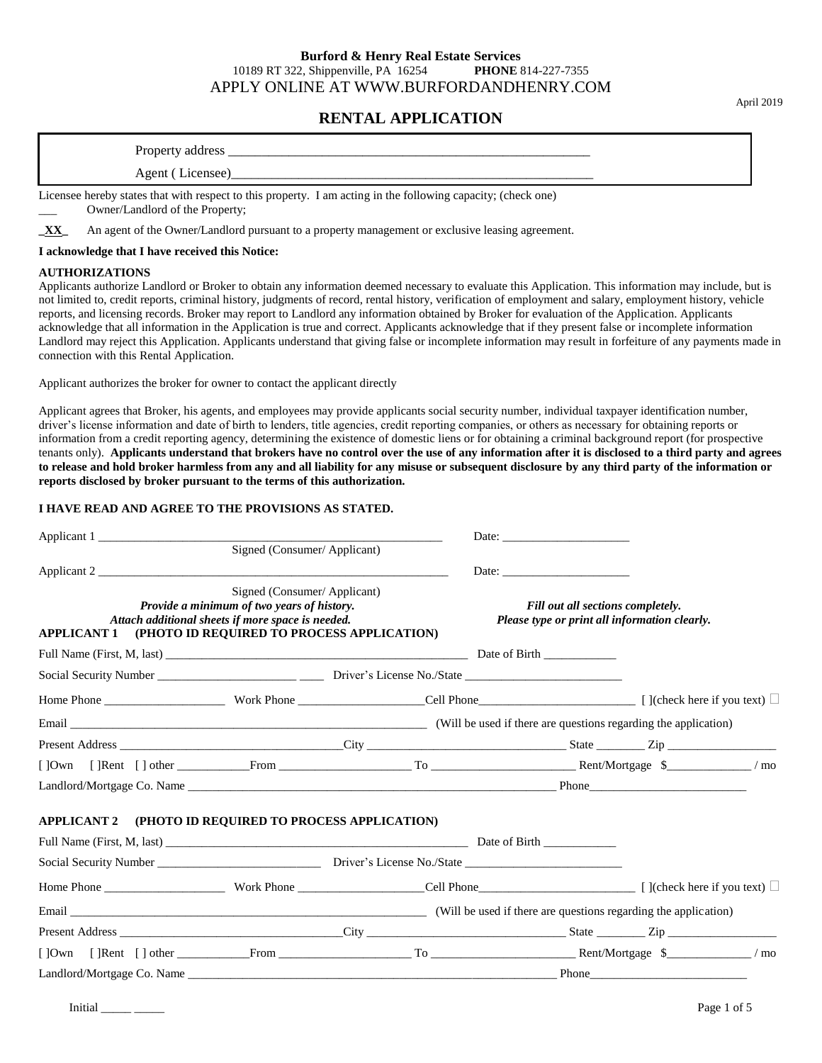**Burford & Henry Real Estate Services**
10189 RT 322, Shippenville, PA 16254 **PHONE** 814-227-7355
APPLY ONLINE AT WWW.BURFORDANDHENRY.COM

April 2019

# RENTAL APPLICATION

Property address ______________________________________________________

Agent ( Licensee)______________________________________________________

Licensee hereby states that with respect to this property. I am acting in the following capacity; (check one)

___ Owner/Landlord of the Property;

_**XX**_ An agent of the Owner/Landlord pursuant to a property management or exclusive leasing agreement.

**I acknowledge that I have received this Notice:**

**AUTHORIZATIONS**

Applicants authorize Landlord or Broker to obtain any information deemed necessary to evaluate this Application. This information may include, but is not limited to, credit reports, criminal history, judgments of record, rental history, verification of employment and salary, employment history, vehicle reports, and licensing records. Broker may report to Landlord any information obtained by Broker for evaluation of the Application. Applicants acknowledge that all information in the Application is true and correct. Applicants acknowledge that if they present false or incomplete information Landlord may reject this Application. Applicants understand that giving false or incomplete information may result in forfeiture of any payments made in connection with this Rental Application.

Applicant authorizes the broker for owner to contact the applicant directly

Applicant agrees that Broker, his agents, and employees may provide applicants social security number, individual taxpayer identification number, driver's license information and date of birth to lenders, title agencies, credit reporting companies, or others as necessary for obtaining reports or information from a credit reporting agency, determining the existence of domestic liens or for obtaining a criminal background report (for prospective tenants only). **Applicants understand that brokers have no control over the use of any information after it is disclosed to a third party and agrees to release and hold broker harmless from any and all liability for any misuse or subsequent disclosure by any third party of the information or reports disclosed by broker pursuant to the terms of this authorization.**

**I HAVE READ AND AGREE TO THE PROVISIONS AS STATED.**

Applicant 1 ___________________________________________________________ Date: _____________________
Signed (Consumer/ Applicant)

Applicant 2 ___________________________________________________________ Date: _____________________
Signed (Consumer/ Applicant)

***Provide a minimum of two years of history.***
***Attach additional sheets if more space is needed.***

***Fill out all sections completely.***
***Please type or print all information clearly.***

**APPLICANT 1 (PHOTO ID REQUIRED TO PROCESS APPLICATION)**

Full Name (First, M, last) ____________________________________________________ Date of Birth ____________

Social Security Number _______________________ ____ Driver's License No./State _________________________

Home Phone ___________________ Work Phone ____________________Cell Phone_________________________ [ ](check here if you text) ☐

Email ____________________________________________________________ (Will be used if there are questions regarding the application)

Present Address ____________________________________City _________________________________ State ________ Zip _________________

[ ]Own [ ]Rent [ ] other ___________From _____________________ To _______________________ Rent/Mortgage $_____________ / mo

Landlord/Mortgage Co. Name _______________________________________________________________ Phone_________________________

**APPLICANT 2 (PHOTO ID REQUIRED TO PROCESS APPLICATION)**

Full Name (First, M, last) ____________________________________________________ Date of Birth ____________

Social Security Number __________________________ Driver's License No./State _________________________

Home Phone ___________________ Work Phone ____________________Cell Phone_________________________ [ ](check here if you text) ☐

Email ____________________________________________________________ (Will be used if there are questions regarding the application)

Present Address ____________________________________City _________________________________ State ________ Zip _________________

[ ]Own [ ]Rent [ ] other ___________From _____________________ To _______________________ Rent/Mortgage $_____________ / mo

Landlord/Mortgage Co. Name _______________________________________________________________ Phone_________________________

Initial _____ _____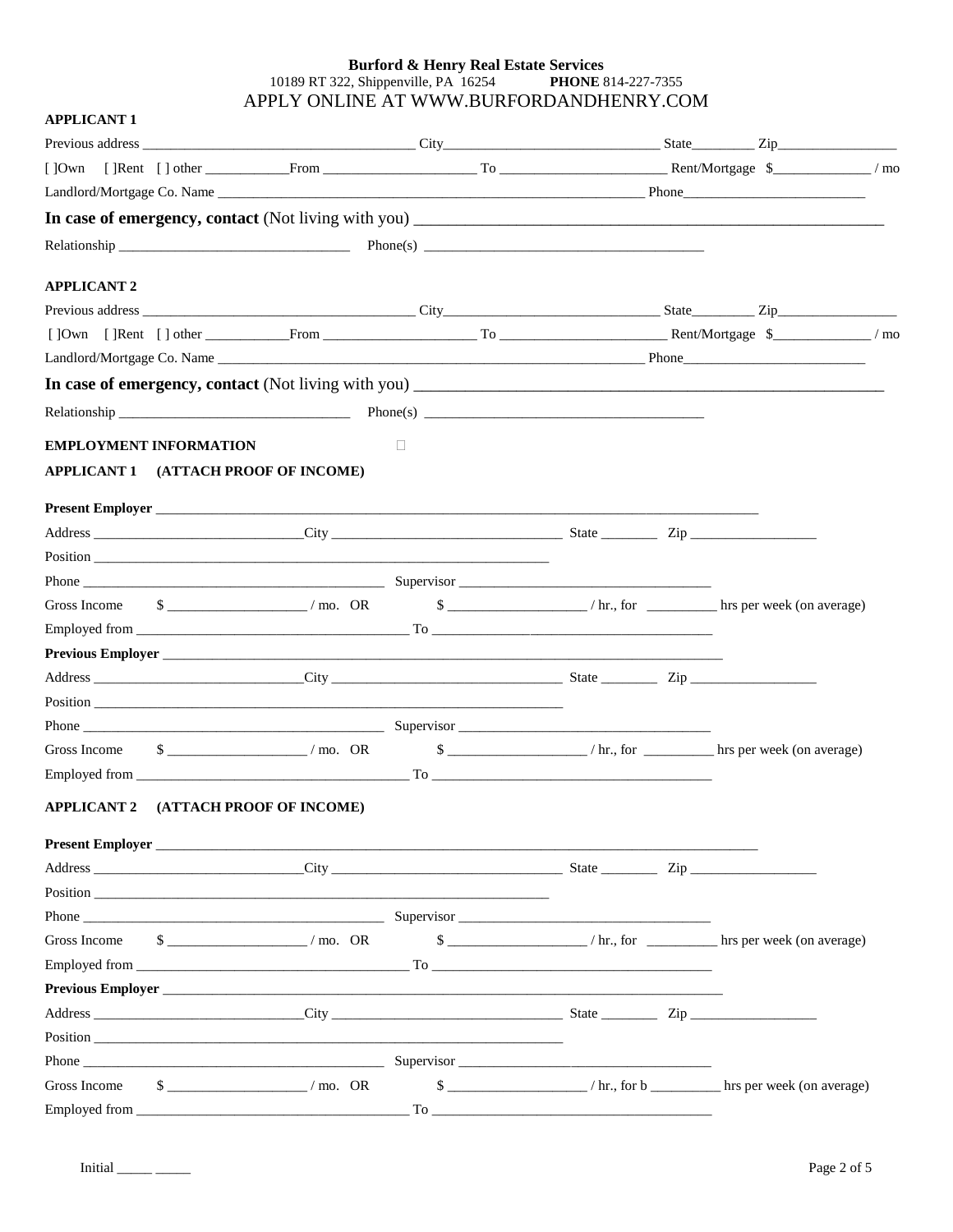**Burford & Henry Real Estate Services**
10189 RT 322, Shippenville, PA 16254 **PHONE** 814-227-7355
APPLY ONLINE AT WWW.BURFORDANDHENRY.COM

**APPLICANT 1**

Previous address ______________________________________ City______________________________ State________ Zip________________

[ ]Own [ ]Rent [ ] other ____________From _____________________ To _______________________ Rent/Mortgage $______________ / mo

Landlord/Mortgage Co. Name ____________________________________________________________ Phone__________________________

**In case of emergency, contact** (Not living with you) _______________________________________________________

Relationship _________________________________ Phone(s) _______________________________________

**APPLICANT 2**

Previous address ______________________________________ City______________________________ State________ Zip________________

[ ]Own [ ]Rent [ ] other ____________From _____________________ To _______________________ Rent/Mortgage $______________ / mo

Landlord/Mortgage Co. Name ____________________________________________________________ Phone__________________________

**In case of emergency, contact** (Not living with you) _______________________________________________________

Relationship _________________________________ Phone(s) _______________________________________

**EMPLOYMENT INFORMATION**

**APPLICANT 1 (ATTACH PROOF OF INCOME)**

**Present Employer** ____________________________________________________________________________________

Address ______________________________City _________________________________ State ________ Zip __________________

Position _____________________________________________________________________

Phone ____________________________________________ Supervisor ____________________________________

Gross Income $ ___________________ / mo. OR $ ___________________ / hr., for __________ hrs per week (on average)

Employed from ________________________________________ To ________________________________________

**Previous Employer** ____________________________________________________________________________________

Address ______________________________City _________________________________ State ________ Zip __________________

Position _____________________________________________________________________

Phone ____________________________________________ Supervisor ____________________________________

Gross Income $ ___________________ / mo. OR $ ___________________ / hr., for __________ hrs per week (on average)

Employed from ________________________________________ To ________________________________________

**APPLICANT 2 (ATTACH PROOF OF INCOME)**

**Present Employer** ____________________________________________________________________________________

Address ______________________________City _________________________________ State ________ Zip __________________

Position _____________________________________________________________________

Phone ____________________________________________ Supervisor ____________________________________

Gross Income $ ___________________ / mo. OR $ ___________________ / hr., for __________ hrs per week (on average)

Employed from ________________________________________ To ________________________________________

**Previous Employer** ____________________________________________________________________________________

Address ______________________________City _________________________________ State ________ Zip __________________

Position _____________________________________________________________________

Phone ____________________________________________ Supervisor ____________________________________

Gross Income $ ___________________ / mo. OR $ ___________________ / hr., for b __________ hrs per week (on average)

Employed from ________________________________________ To ________________________________________

Initial _____ _____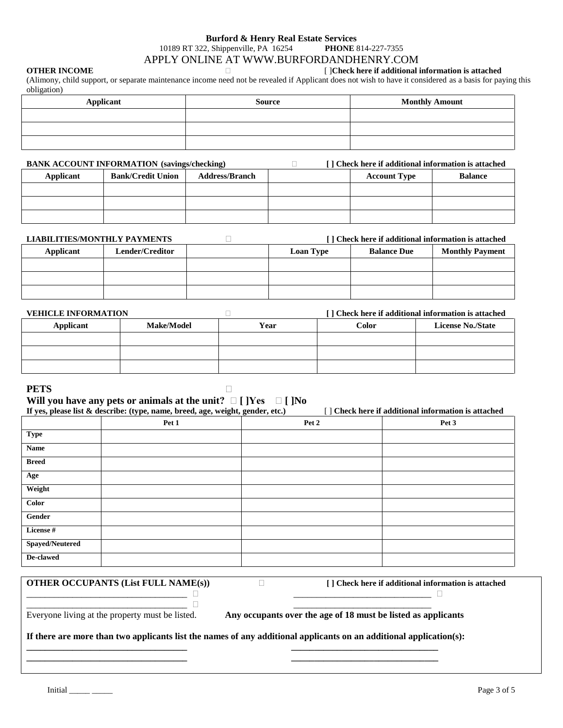**Burford & Henry Real Estate Services**
10189 RT 322, Shippenville, PA 16254 **PHONE** 814-227-7355
APPLY ONLINE AT WWW.BURFORDANDHENRY.COM

**OTHER INCOME** [ ]**Check here if additional information is attached**

(Alimony, child support, or separate maintenance income need not be revealed if Applicant does not wish to have it considered as a basis for paying this obligation)

| Applicant | Source | Monthly Amount |
|---|---|---|
| | | |
| | | |
| | | |

**BANK ACCOUNT INFORMATION (savings/checking)** **[ ] Check here if additional information is attached**

| Applicant | Bank/Credit Union | Address/Branch | | Account Type | Balance |
|---|---|---|---|---|---|
| | | | | | |
| | | | | | |
| | | | | | |

**LIABILITIES/MONTHLY PAYMENTS** **[ ] Check here if additional information is attached**

| Applicant | Lender/Creditor | | Loan Type | Balance Due | Monthly Payment |
|---|---|---|---|---|---|
| | | | | | |
| | | | | | |
| | | | | | |

**VEHICLE INFORMATION** **[ ] Check here if additional information is attached**

| Applicant | Make/Model | Year | Color | License No./State |
|---|---|---|---|---|
| | | | | |
| | | | | |
| | | | | |

**PETS**

**Will you have any pets or animals at the unit? [ ]Yes [ ]No**

**If yes, please list & describe: (type, name, breed, age, weight, gender, etc.)** [ ] **Check here if additional information is attached**

| | Pet 1 | Pet 2 | Pet 3 |
|---|---|---|---|
| **Type** | | | |
| **Name** | | | |
| **Breed** | | | |
| **Age** | | | |
| **Weight** | | | |
| **Color** | | | |
| **Gender** | | | |
| **License #** | | | |
| **Spayed/Neutered** | | | |
| **De-clawed** | | | |

**OTHER OCCUPANTS (List FULL NAME(s))** **[ ] Check here if additional information is attached**

___________________________________ ___________________________________

___________________________________ ___________________________________

Everyone living at the property must be listed. **Any occupants over the age of 18 must be listed as applicants**

**If there are more than two applicants list the names of any additional applicants on an additional application(s):**

___________________________________ ___________________________________

___________________________________ ___________________________________

Initial _____ _____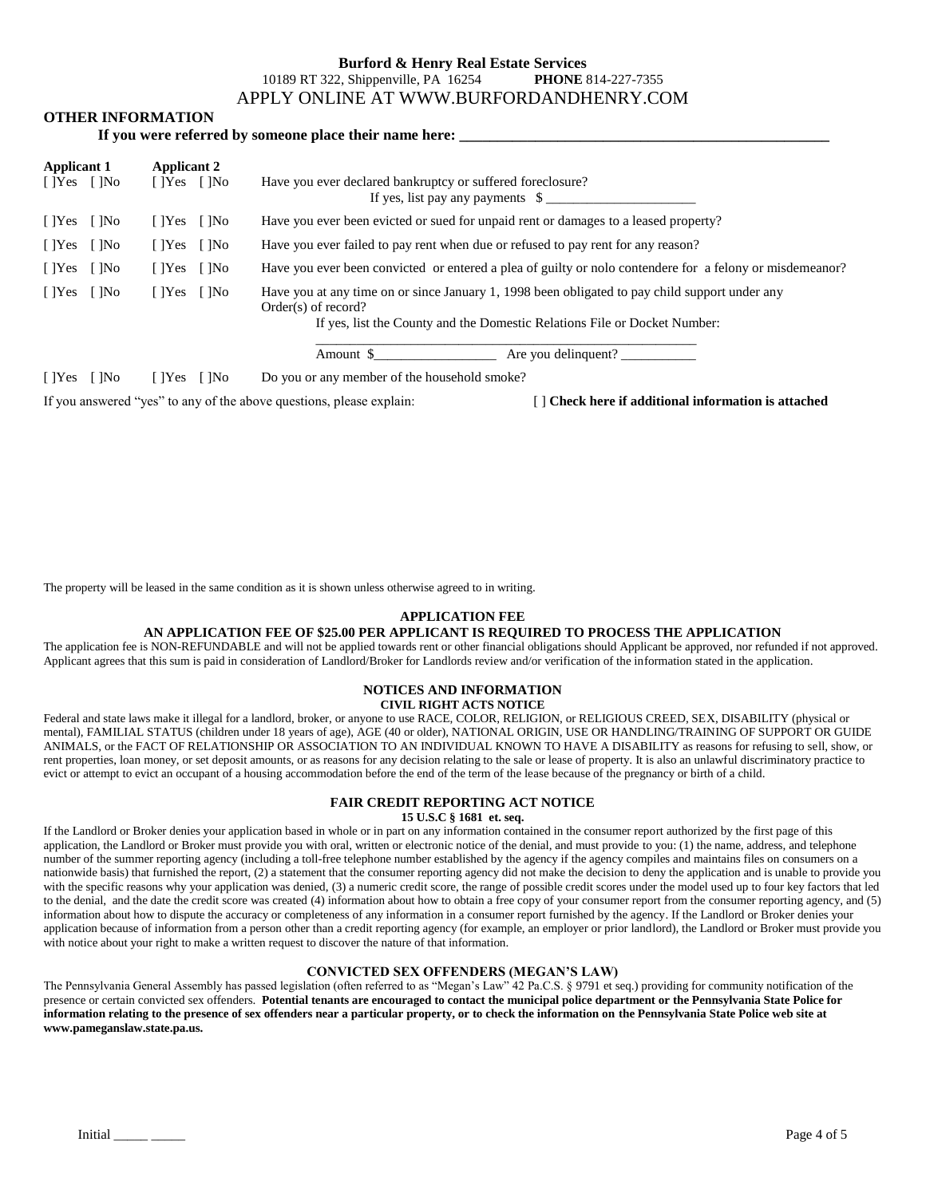**Burford & Henry Real Estate Services**
10189 RT 322, Shippenville, PA 16254 **PHONE** 814-227-7355
APPLY ONLINE AT WWW.BURFORDANDHENRY.COM

## OTHER INFORMATION

**If you were referred by someone place their name here: ___________________________________________________**

| Applicant 1 | Applicant 2 | |
|---|---|---|
| [ ]Yes [ ]No | [ ]Yes [ ]No | Have you ever declared bankruptcy or suffered foreclosure? If yes, list pay any payments $ ______________________ |
| [ ]Yes [ ]No | [ ]Yes [ ]No | Have you ever been evicted or sued for unpaid rent or damages to a leased property? |
| [ ]Yes [ ]No | [ ]Yes [ ]No | Have you ever failed to pay rent when due or refused to pay rent for any reason? |
| [ ]Yes [ ]No | [ ]Yes [ ]No | Have you ever been convicted or entered a plea of guilty or nolo contendere for a felony or misdemeanor? |
| [ ]Yes [ ]No | [ ]Yes [ ]No | Have you at any time on or since January 1, 1998 been obligated to pay child support under any Order(s) of record? If yes, list the County and the Domestic Relations File or Docket Number: ______________________ Amount $__________________ Are you delinquent? ___________ |
| [ ]Yes [ ]No | [ ]Yes [ ]No | Do you or any member of the household smoke? |

If you answered "yes" to any of the above questions, please explain: [ ] **Check here if additional information is attached**

The property will be leased in the same condition as it is shown unless otherwise agreed to in writing.

### APPLICATION FEE

**AN APPLICATION FEE OF $25.00 PER APPLICANT IS REQUIRED TO PROCESS THE APPLICATION**

The application fee is NON-REFUNDABLE and will not be applied towards rent or other financial obligations should Applicant be approved, nor refunded if not approved. Applicant agrees that this sum is paid in consideration of Landlord/Broker for Landlords review and/or verification of the information stated in the application.

### NOTICES AND INFORMATION

#### CIVIL RIGHT ACTS NOTICE

Federal and state laws make it illegal for a landlord, broker, or anyone to use RACE, COLOR, RELIGION, or RELIGIOUS CREED, SEX, DISABILITY (physical or mental), FAMILIAL STATUS (children under 18 years of age), AGE (40 or older), NATIONAL ORIGIN, USE OR HANDLING/TRAINING OF SUPPORT OR GUIDE ANIMALS, or the FACT OF RELATIONSHIP OR ASSOCIATION TO AN INDIVIDUAL KNOWN TO HAVE A DISABILITY as reasons for refusing to sell, show, or rent properties, loan money, or set deposit amounts, or as reasons for any decision relating to the sale or lease of property. It is also an unlawful discriminatory practice to evict or attempt to evict an occupant of a housing accommodation before the end of the term of the lease because of the pregnancy or birth of a child.

### FAIR CREDIT REPORTING ACT NOTICE

**15 U.S.C § 1681 et. seq.**

If the Landlord or Broker denies your application based in whole or in part on any information contained in the consumer report authorized by the first page of this application, the Landlord or Broker must provide you with oral, written or electronic notice of the denial, and must provide to you: (1) the name, address, and telephone number of the summer reporting agency (including a toll-free telephone number established by the agency if the agency compiles and maintains files on consumers on a nationwide basis) that furnished the report, (2) a statement that the consumer reporting agency did not make the decision to deny the application and is unable to provide you with the specific reasons why your application was denied, (3) a numeric credit score, the range of possible credit scores under the model used up to four key factors that led to the denial, and the date the credit score was created (4) information about how to obtain a free copy of your consumer report from the consumer reporting agency, and (5) information about how to dispute the accuracy or completeness of any information in a consumer report furnished by the agency. If the Landlord or Broker denies your application because of information from a person other than a credit reporting agency (for example, an employer or prior landlord), the Landlord or Broker must provide you with notice about your right to make a written request to discover the nature of that information.

### CONVICTED SEX OFFENDERS (MEGAN'S LAW)

The Pennsylvania General Assembly has passed legislation (often referred to as "Megan's Law" 42 Pa.C.S. § 9791 et seq.) providing for community notification of the presence or certain convicted sex offenders. **Potential tenants are encouraged to contact the municipal police department or the Pennsylvania State Police for information relating to the presence of sex offenders near a particular property, or to check the information on the Pennsylvania State Police web site at www.pameganslaw.state.pa.us.**

Initial _____ _____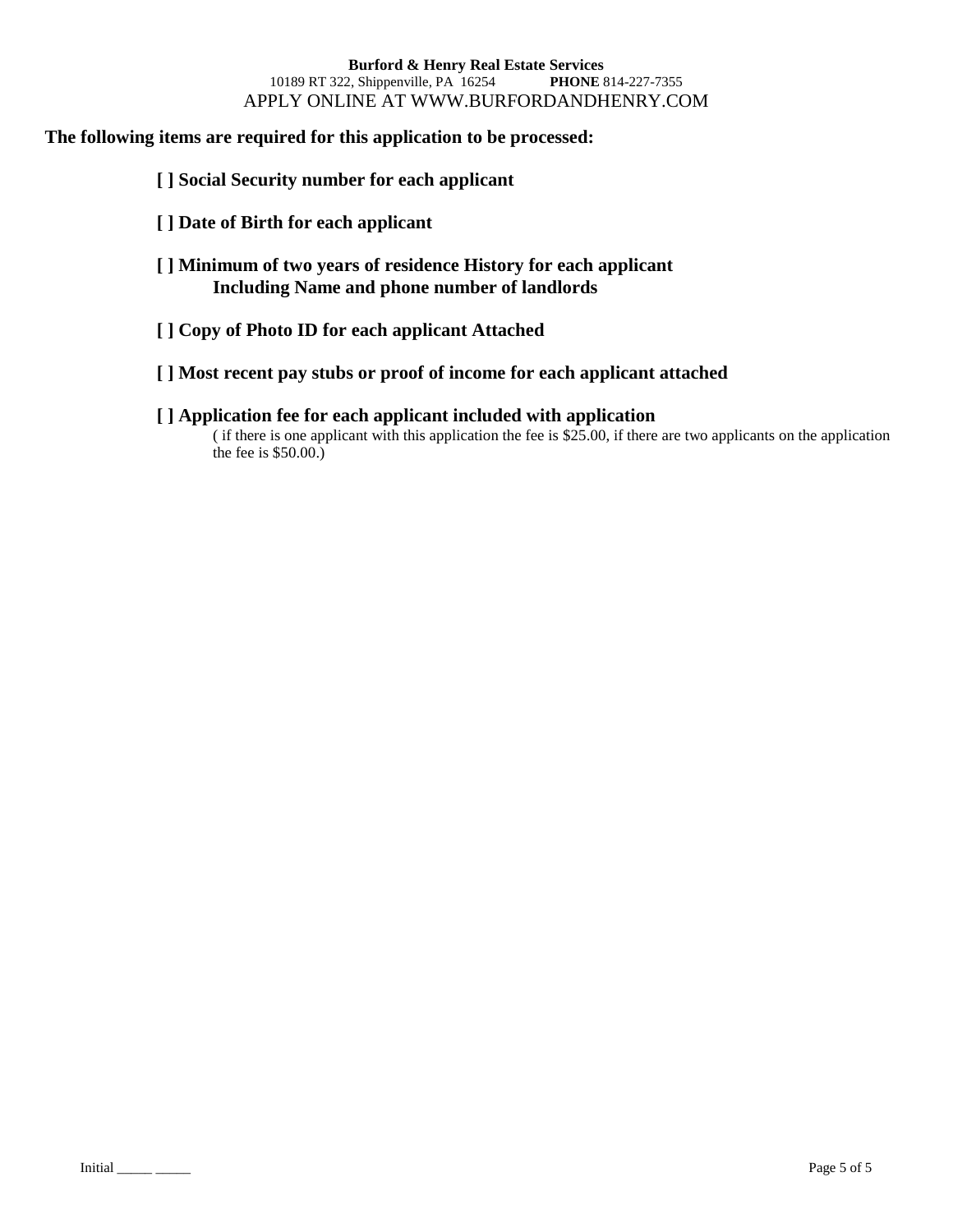**Burford & Henry Real Estate Services**
10189 RT 322, Shippenville, PA 16254 **PHONE** 814-227-7355
APPLY ONLINE AT WWW.BURFORDANDHENRY.COM

**The following items are required for this application to be processed:**

**[ ] Social Security number for each applicant**

**[ ] Date of Birth for each applicant**

**[ ] Minimum of two years of residence History for each applicant**
**Including Name and phone number of landlords**

**[ ] Copy of Photo ID for each applicant Attached**

**[ ] Most recent pay stubs or proof of income for each applicant attached**

**[ ] Application fee for each applicant included with application**
( if there is one applicant with this application the fee is $25.00, if there are two applicants on the application the fee is $50.00.)

Initial _____ _____